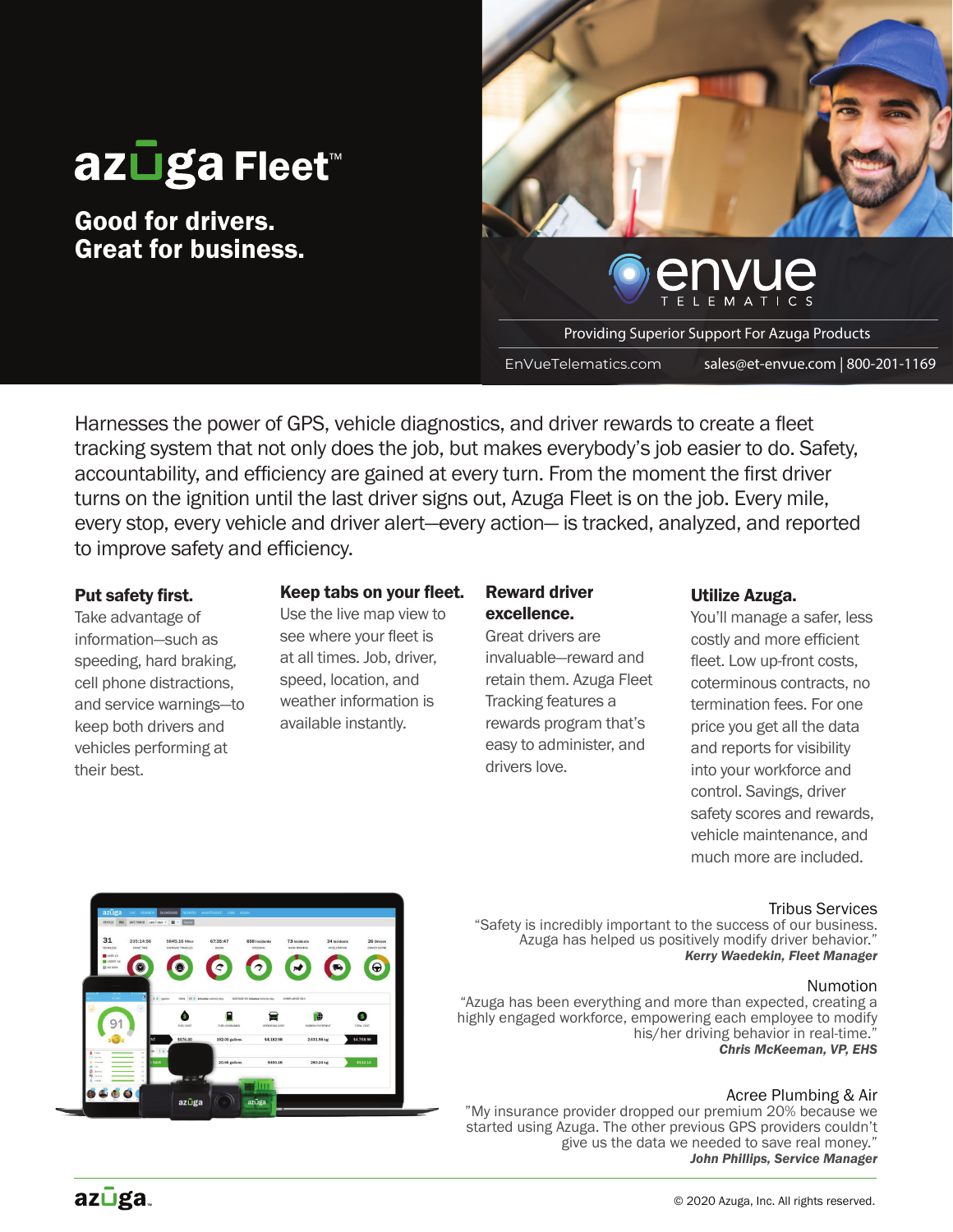# azuga Fleet™

## Good for drivers. Great for business.

envue TELEMATICS

Providing Superior Support For Azuga Products

EnVueTelematics.com sales@et-envue.com | 800-201-1169

Harnesses the power of GPS, vehicle diagnostics, and driver rewards to create a fleet tracking system that not only does the job, but makes everybody's job easier to do. Safety, accountability, and efficiency are gained at every turn. From the moment the first driver turns on the ignition until the last driver signs out, Azuga Fleet is on the job. Every mile, every stop, every vehicle and driver alert—every action— is tracked, analyzed, and reported to improve safety and efficiency.

**Put safety first.**
Take advantage of information—such as speeding, hard braking, cell phone distractions, and service warnings—to keep both drivers and vehicles performing at their best.

**Keep tabs on your fleet.**
Use the live map view to see where your fleet is at all times. Job, driver, speed, location, and weather information is available instantly.

**Reward driver excellence.**
Great drivers are invaluable—reward and retain them. Azuga Fleet Tracking features a rewards program that's easy to administer, and drivers love.

**Utilize Azuga.**
You'll manage a safer, less costly and more efficient fleet. Low up-front costs, coterminous contracts, no termination fees. For one price you get all the data and reports for visibility into your workforce and control. Savings, driver safety scores and rewards, vehicle maintenance, and much more are included.

Tribus Services
"Safety is incredibly important to the success of our business. Azuga has helped us positively modify driver behavior."
***Kerry Waedekin, Fleet Manager***

Numotion
"Azuga has been everything and more than expected, creating a highly engaged workforce, empowering each employee to modify his/her driving behavior in real-time."
***Chris McKeeman, VP, EHS***

Acree Plumbing & Air
"My insurance provider dropped our premium 20% because we started using Azuga. The other previous GPS providers couldn't give us the data we needed to save real money."
***John Phillips, Service Manager***

azuga

© 2020 Azuga, Inc. All rights reserved.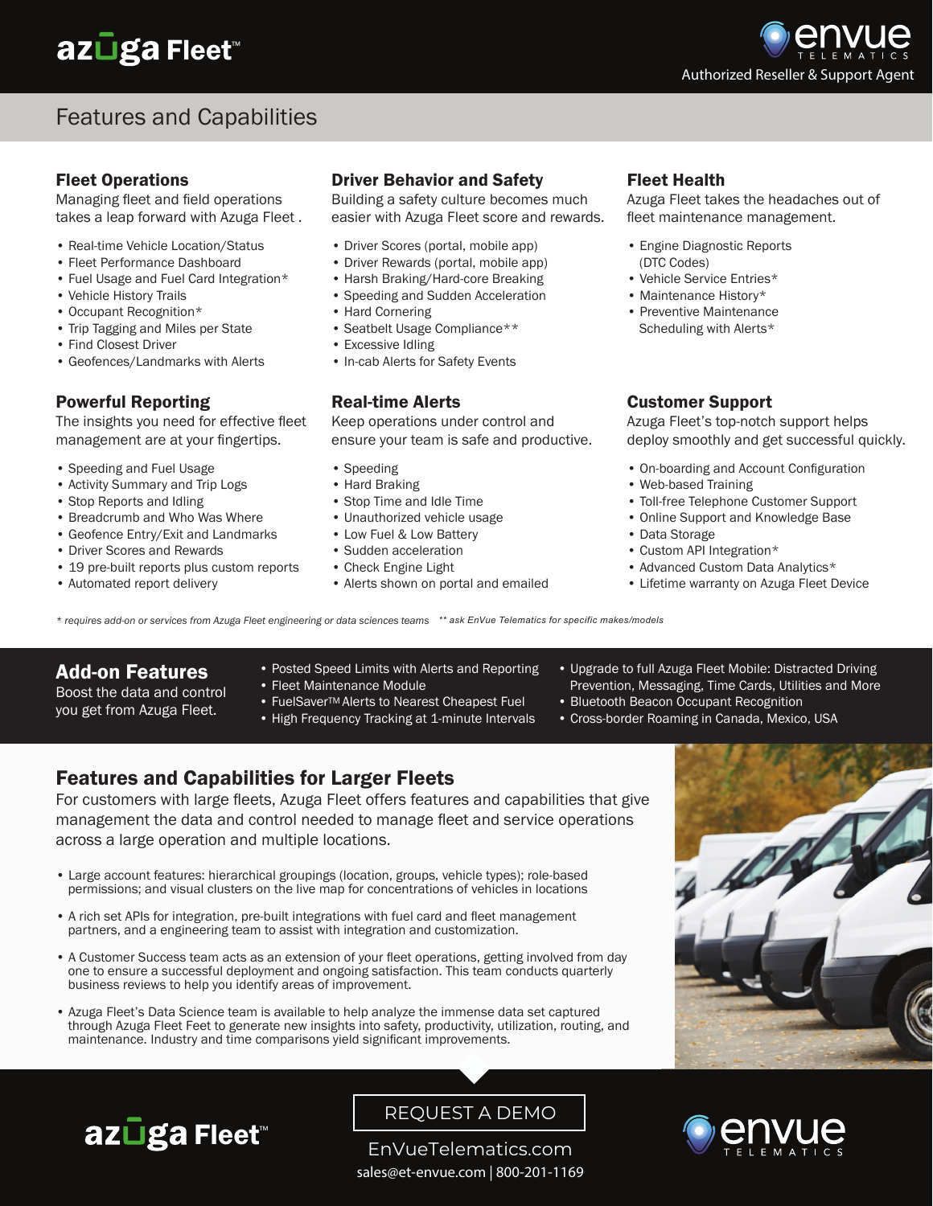azūga Fleet™

envue TELEMATICS
Authorized Reseller & Support Agent

# Features and Capabilities

## Fleet Operations

Managing fleet and field operations takes a leap forward with Azuga Fleet .

- Real-time Vehicle Location/Status
- Fleet Performance Dashboard
- Fuel Usage and Fuel Card Integration*
- Vehicle History Trails
- Occupant Recognition*
- Trip Tagging and Miles per State
- Find Closest Driver
- Geofences/Landmarks with Alerts

## Driver Behavior and Safety

Building a safety culture becomes much easier with Azuga Fleet score and rewards.

- Driver Scores (portal, mobile app)
- Driver Rewards (portal, mobile app)
- Harsh Braking/Hard-core Breaking
- Speeding and Sudden Acceleration
- Hard Cornering
- Seatbelt Usage Compliance**
- Excessive Idling
- In-cab Alerts for Safety Events

## Fleet Health

Azuga Fleet takes the headaches out of fleet maintenance management.

- Engine Diagnostic Reports (DTC Codes)
- Vehicle Service Entries*
- Maintenance History*
- Preventive Maintenance Scheduling with Alerts*

## Powerful Reporting

The insights you need for effective fleet management are at your fingertips.

- Speeding and Fuel Usage
- Activity Summary and Trip Logs
- Stop Reports and Idling
- Breadcrumb and Who Was Where
- Geofence Entry/Exit and Landmarks
- Driver Scores and Rewards
- 19 pre-built reports plus custom reports
- Automated report delivery

## Real-time Alerts

Keep operations under control and ensure your team is safe and productive.

- Speeding
- Hard Braking
- Stop Time and Idle Time
- Unauthorized vehicle usage
- Low Fuel & Low Battery
- Sudden acceleration
- Check Engine Light
- Alerts shown on portal and emailed

## Customer Support

Azuga Fleet's top-notch support helps deploy smoothly and get successful quickly.

- On-boarding and Account Configuration
- Web-based Training
- Toll-free Telephone Customer Support
- Online Support and Knowledge Base
- Data Storage
- Custom API Integration*
- Advanced Custom Data Analytics*
- Lifetime warranty on Azuga Fleet Device

*\* requires add-on or services from Azuga Fleet engineering or data sciences teams* *\*\* ask EnVue Telematics for specific makes/models*

## Add-on Features

Boost the data and control you get from Azuga Fleet.

- Posted Speed Limits with Alerts and Reporting
- Fleet Maintenance Module
- FuelSaver™ Alerts to Nearest Cheapest Fuel
- High Frequency Tracking at 1-minute Intervals
- Upgrade to full Azuga Fleet Mobile: Distracted Driving Prevention, Messaging, Time Cards, Utilities and More
- Bluetooth Beacon Occupant Recognition
- Cross-border Roaming in Canada, Mexico, USA

## Features and Capabilities for Larger Fleets

For customers with large fleets, Azuga Fleet offers features and capabilities that give management the data and control needed to manage fleet and service operations across a large operation and multiple locations.

- Large account features: hierarchical groupings (location, groups, vehicle types); role-based permissions; and visual clusters on the live map for concentrations of vehicles in locations
- A rich set APIs for integration, pre-built integrations with fuel card and fleet management partners, and a engineering team to assist with integration and customization.
- A Customer Success team acts as an extension of your fleet operations, getting involved from day one to ensure a successful deployment and ongoing satisfaction. This team conducts quarterly business reviews to help you identify areas of improvement.
- Azuga Fleet's Data Science team is available to help analyze the immense data set captured through Azuga Fleet Feet to generate new insights into safety, productivity, utilization, routing, and maintenance. Industry and time comparisons yield significant improvements.

azūga Fleet™

REQUEST A DEMO

EnVueTelematics.com

sales@et-envue.com | 800-201-1169

envue TELEMATICS